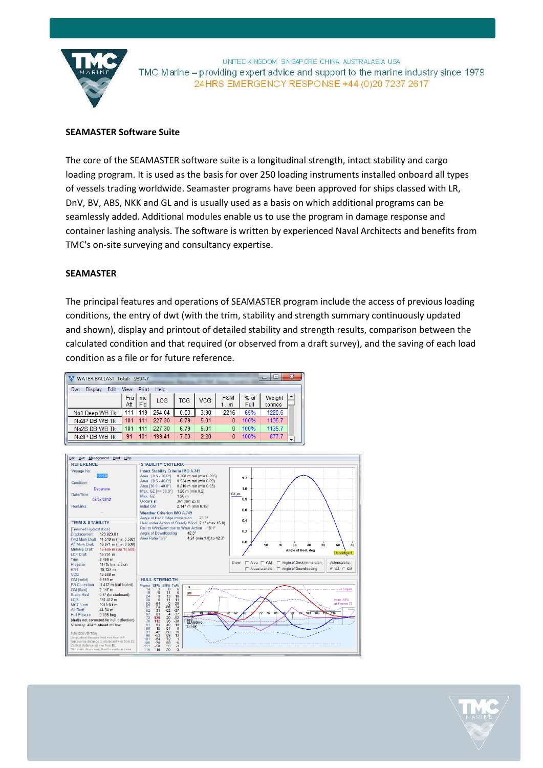## SEAMASTER Software Suite

The core of the SEAMASTER software suite is a longitudinal strength, intact stability and cargo loading program. It is used as the basis for over 250 loading instruments installed onboard all types of vessels trading worldwide. Seamaster programs have been approved for ships classed with LR, DnV, BV, ABS, NKK and GL and is usually used as a basis on which additional programs can be seamlessly added. Additional modules enable us to use the program in damage response and container lashing analysis. The software is written by experienced Naval Architects and benefits from TMC's on-site surveying and consultancy expertise.

## SEAMASTER

The principal features and operations of SEAMASTER program include the access of previous loading conditions, the entry of dwt (with the trim, stability and strength summary continuously updated and shown), display and printout of detailed stability and strength results, comparison between the calculated condition and that required (or observed from a draft survey), and the saving of each load condition as a file or for future reference.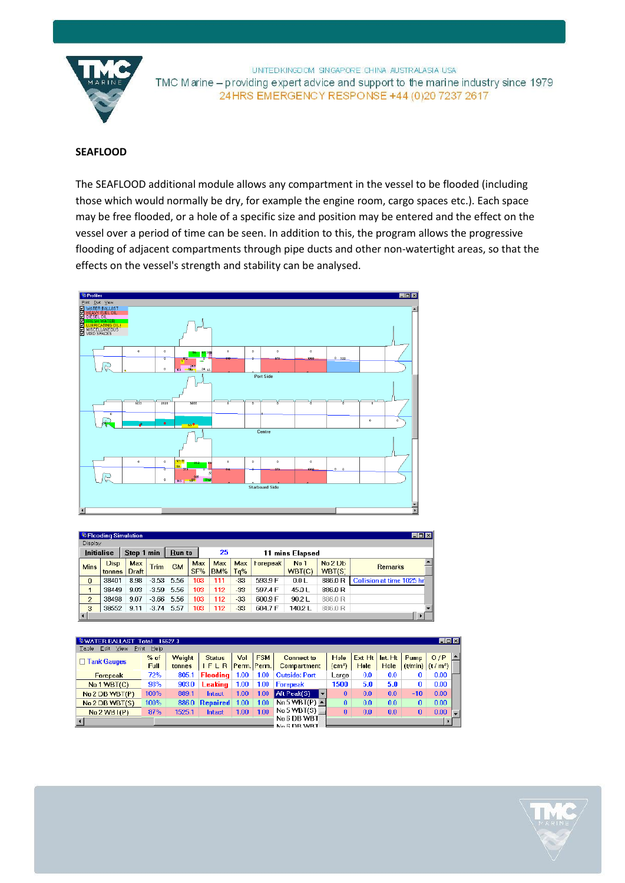**SEAFLOOD**

The SEAFLOOD additional module allows any compartment in the vessel to be flooded (including those which would normally be dry, for example the engine room, cargo spaces etc.). Each space may be free flooded, or a hole of a specific size and position may be entered and the effect on the vessel over a period of time can be seen. In addition to this, the program allows the progressive flooding of adjacent compartments through pipe ducts and other non-watertight areas, so that the effects on the vessel's strength and stability can be analysed.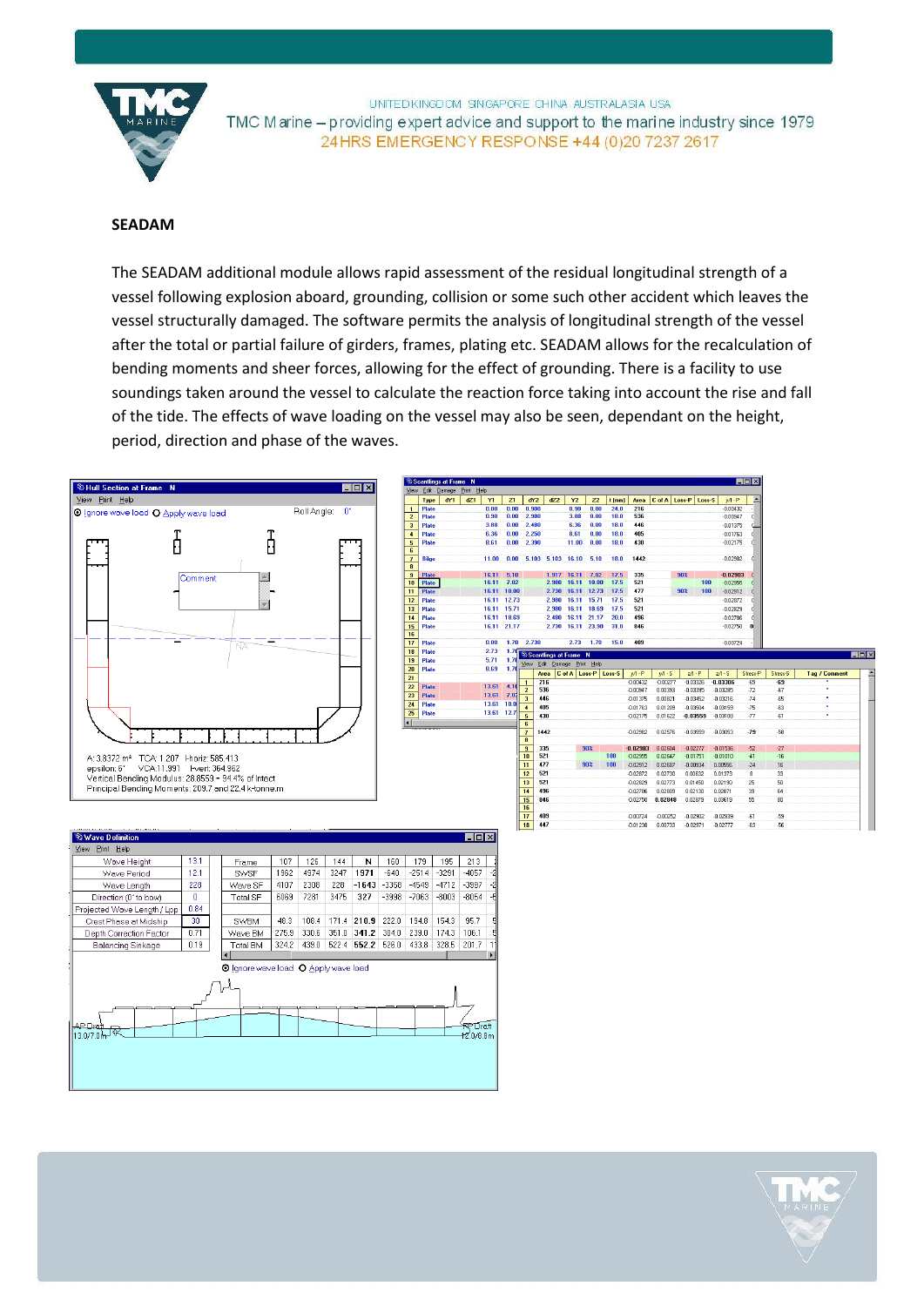UNITED KINGDOM SINGAPORE CHINA AUSTRALASIA USA

TMC Marine – providing expert advice and support to the marine industry since 1979

24HRS EMERGENCY RESPONSE +44 (0)20 7237 2617

## SEADAM

The SEADAM additional module allows rapid assessment of the residual longitudinal strength of a vessel following explosion aboard, grounding, collision or some such other accident which leaves the vessel structurally damaged. The software permits the analysis of longitudinal strength of the vessel after the total or partial failure of girders, frames, plating etc. SEADAM allows for the recalculation of bending moments and sheer forces, allowing for the effect of grounding. There is a facility to use soundings taken around the vessel to calculate the reaction force taking into account the rise and fall of the tide. The effects of wave loading on the vessel may also be seen, dependant on the height, period, direction and phase of the waves.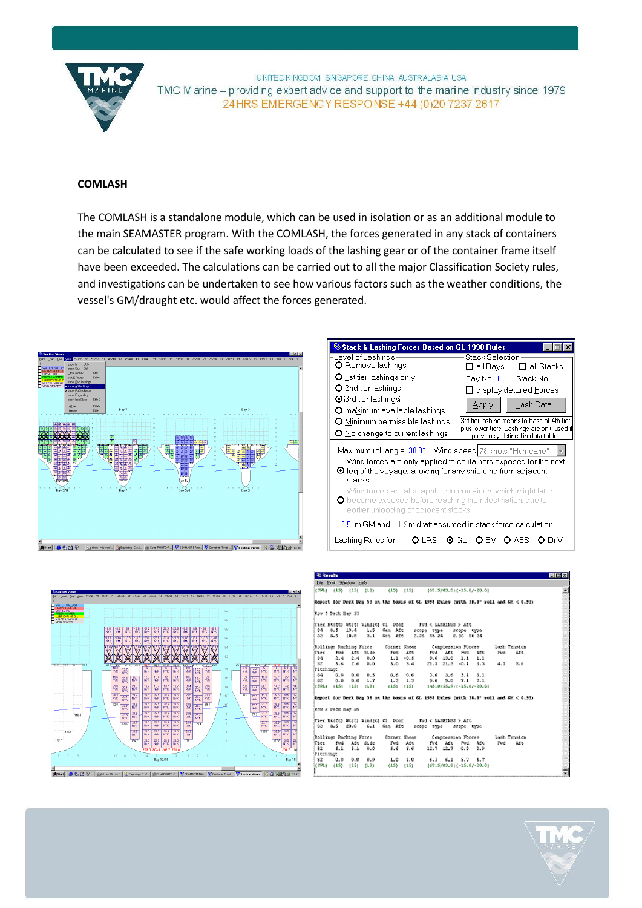## COMLASH

The COMLASH is a standalone module, which can be used in isolation or as an additional module to the main SEAMASTER program. With the COMLASH, the forces generated in any stack of containers can be calculated to see if the safe working loads of the lashing gear or of the container frame itself have been exceeded. The calculations can be carried out to all the major Classification Society rules, and investigations can be undertaken to see how various factors such as the weather conditions, the vessel's GM/draught etc. would affect the forces generated.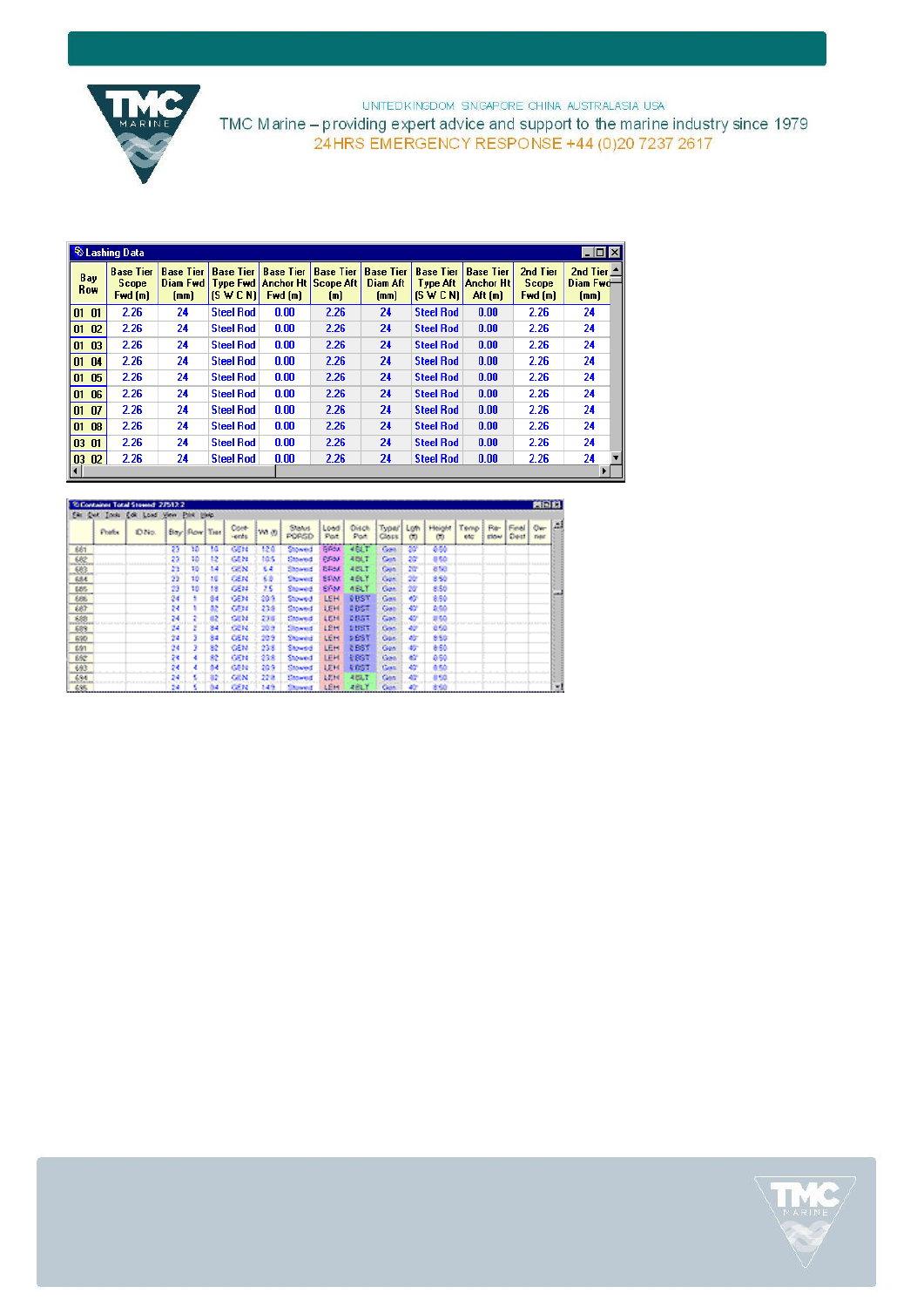UNITED KINGDOM SINGAPORE CHINA AUSTRALASIA USA

TMC Marine – providing expert advice and support to the marine industry since 1979

24HRS EMERGENCY RESPONSE +44 (0)20 7237 2617

Lashing Data

| Bay Row | Base Tier Scope Fwd (m) | Base Tier Diam Fwd (mm) | Base Tier Type Fwd (S W C N) | Base Tier Anchor Ht Fwd (m) | Base Tier Scope Aft (m) | Base Tier Diam Aft (mm) | Base Tier Type Aft (S W C N) | Base Tier Anchor Ht Aft (m) | 2nd Tier Scope Fwd (m) | 2nd Tier Diam Fwd (mm) |
|---|---|---|---|---|---|---|---|---|---|---|
| 01 01 | 2.26 | 24 | Steel Rod | 0.00 | 2.26 | 24 | Steel Rod | 0.00 | 2.26 | 24 |
| 01 02 | 2.26 | 24 | Steel Rod | 0.00 | 2.26 | 24 | Steel Rod | 0.00 | 2.26 | 24 |
| 01 03 | 2.26 | 24 | Steel Rod | 0.00 | 2.26 | 24 | Steel Rod | 0.00 | 2.26 | 24 |
| 01 04 | 2.26 | 24 | Steel Rod | 0.00 | 2.26 | 24 | Steel Rod | 0.00 | 2.26 | 24 |
| 01 05 | 2.26 | 24 | Steel Rod | 0.00 | 2.26 | 24 | Steel Rod | 0.00 | 2.26 | 24 |
| 01 06 | 2.26 | 24 | Steel Rod | 0.00 | 2.26 | 24 | Steel Rod | 0.00 | 2.26 | 24 |
| 01 07 | 2.26 | 24 | Steel Rod | 0.00 | 2.26 | 24 | Steel Rod | 0.00 | 2.26 | 24 |
| 01 08 | 2.26 | 24 | Steel Rod | 0.00 | 2.26 | 24 | Steel Rod | 0.00 | 2.26 | 24 |
| 03 01 | 2.26 | 24 | Steel Rod | 0.00 | 2.26 | 24 | Steel Rod | 0.00 | 2.26 | 24 |
| 03 02 | 2.26 | 24 | Steel Rod | 0.00 | 2.26 | 24 | Steel Rod | 0.00 | 2.26 | 24 |

Containers Total Stowed: 2751 2:2

| | Prefix | ID No. | Bay | Row | Tier | Contents | Wt (t) | Status POPGD | Load Port | Disch Port | Type/Class | Lgth (ft) | Height (ft) | Temp etc | Re-stow | Final Dest | Owner |
|---|---|---|---|---|---|---|---|---|---|---|---|---|---|---|---|---|---|
| 681 | | | 23 | 10 | 10 | GEN | 12.0 | Stowed | BRM | 4BLT | Gen | 20' | 8.50 | | | | |
| 682 | | | 23 | 10 | 12 | GEN | 10.5 | Stowed | BRM | 4BLT | Gen | 20' | 8.50 | | | | |
| 683 | | | 23 | 10 | 14 | GEN | 6.4 | Stowed | BRM | 4BLT | Gen | 20' | 8.50 | | | | |
| 684 | | | 23 | 10 | 16 | GEN | 6.0 | Stowed | BRM | 4BLT | Gen | 20' | 8.50 | | | | |
| 685 | | | 23 | 10 | 18 | GEN | 7.5 | Stowed | BRM | 4BLT | Gen | 20' | 8.50 | | | | |
| 686 | | | 24 | 1 | 84 | GEN | 20.3 | Stowed | LEH | 8BST | Gen | 40' | 8.50 | | | | |
| 687 | | | 24 | 1 | 82 | GEN | 23.8 | Stowed | LEH | 8BST | Gen | 40' | 8.50 | | | | |
| 688 | | | 24 | 2 | 82 | GEN | 23.8 | Stowed | LEH | 8BST | Gen | 40' | 8.50 | | | | |
| 689 | | | 24 | 2 | 84 | GEN | 20.9 | Stowed | LEH | 8BST | Gen | 40' | 8.50 | | | | |
| 690 | | | 24 | 3 | 84 | GEN | 20.9 | Stowed | LEH | 8BST | Gen | 40' | 8.50 | | | | |
| 691 | | | 24 | 3 | 82 | GEN | 23.8 | Stowed | LEH | 8BST | Gen | 40' | 8.50 | | | | |
| 692 | | | 24 | 4 | 82 | GEN | 23.8 | Stowed | LEH | 8BST | Gen | 40' | 8.50 | | | | |
| 693 | | | 24 | 4 | 84 | GEN | 20.9 | Stowed | LEH | 8BST | Gen | 40' | 8.50 | | | | |
| 694 | | | 24 | 5 | 82 | GEN | 22.8 | Stowed | LEH | 4BLT | Gen | 40' | 8.50 | | | | |
| 695 | | | 24 | 5 | 84 | GEN | 14.9 | Stowed | LEH | 4BLT | Gen | 40' | 8.50 | | | | |